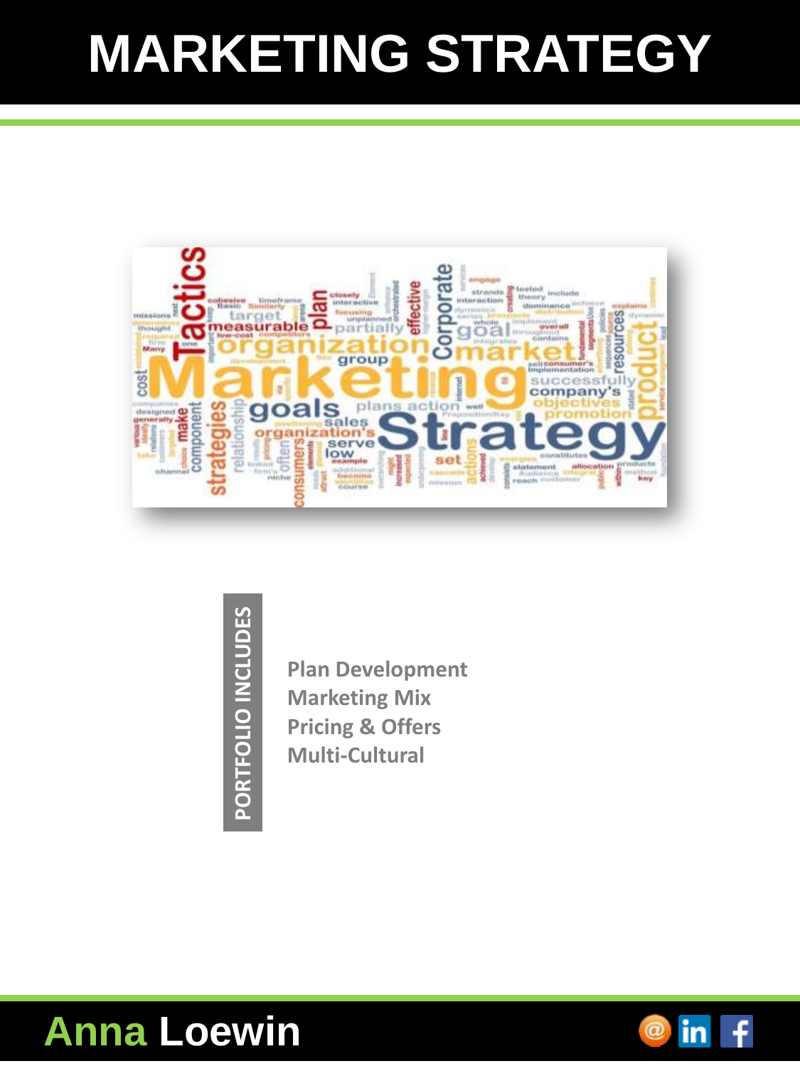# MARKETING STRATEGY

**PORTFOLIO INCLUDES**

**Plan Development**
**Marketing Mix**
**Pricing & Offers**
**Multi-Cultural**

**Anna Loewin**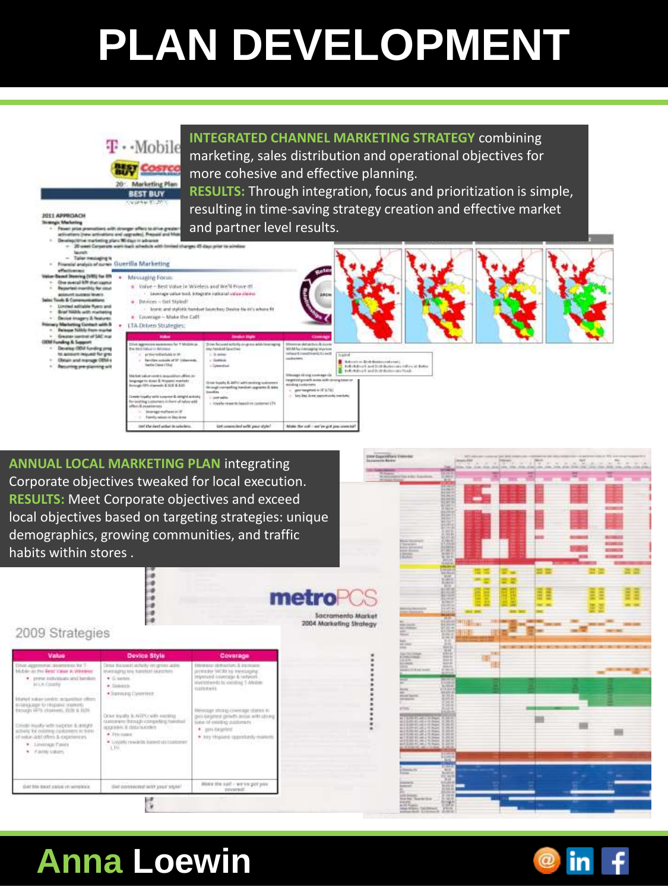# PLAN DEVELOPMENT

**INTEGRATED CHANNEL MARKETING STRATEGY** combining marketing, sales distribution and operational objectives for more cohesive and effective planning.
**RESULTS:** Through integration, focus and prioritization is simple, resulting in time-saving strategy creation and effective market and partner level results.

**ANNUAL LOCAL MARKETING PLAN** integrating Corporate objectives tweaked for local execution.
**RESULTS:** Meet Corporate objectives and exceed local objectives based on targeting strategies: unique demographics, growing communities, and traffic habits within stores .

## Anna Loewin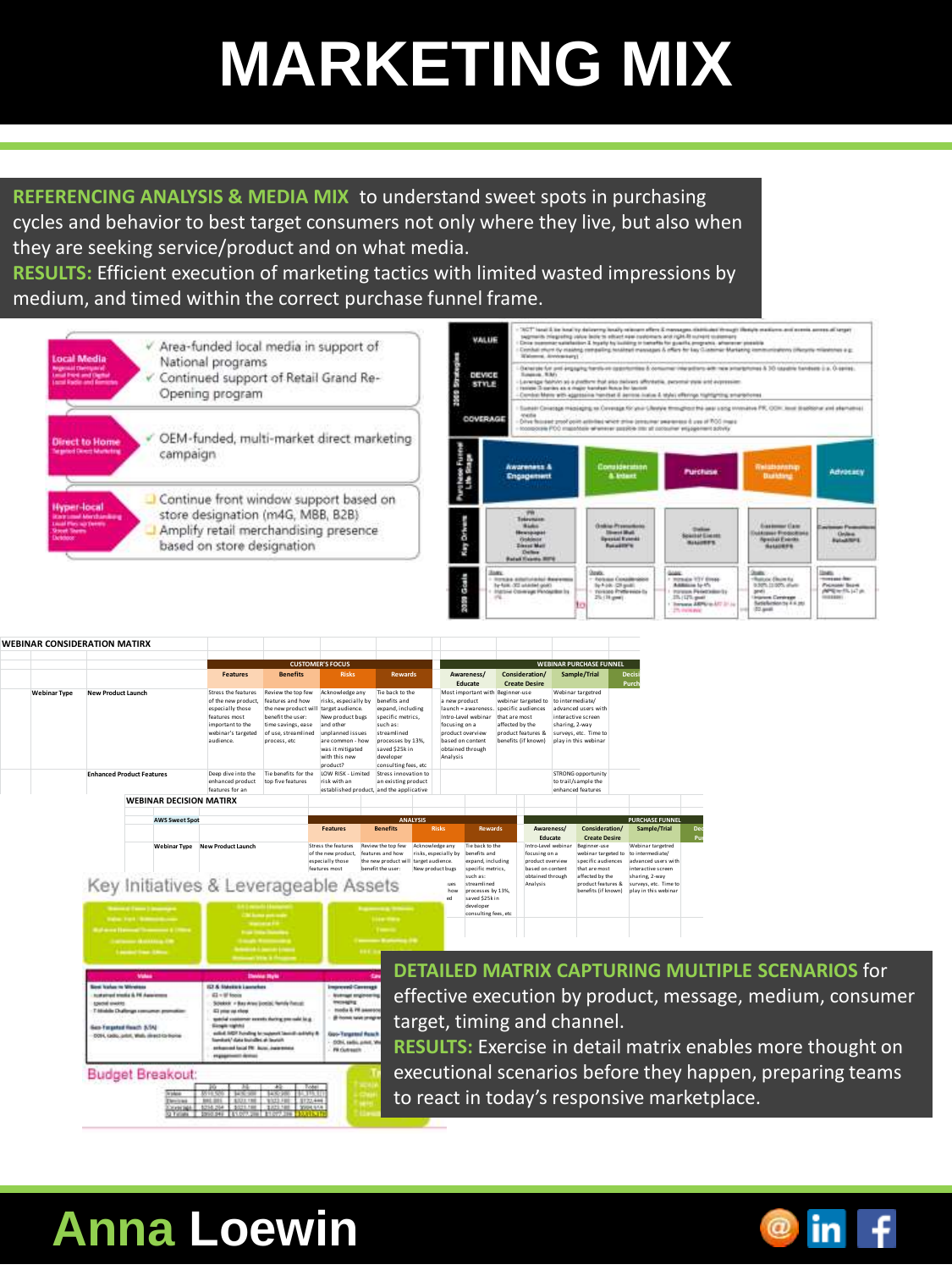# MARKETING MIX

**REFERENCING ANALYSIS & MEDIA MIX** to understand sweet spots in purchasing cycles and behavior to best target consumers not only where they live, but also when they are seeking service/product and on what media.
**RESULTS:** Efficient execution of marketing tactics with limited wasted impressions by medium, and timed within the correct purchase funnel frame.

**Local Media**

- ✓ Area-funded local media in support of National programs
- ✓ Continued support of Retail Grand Re-Opening program

**Direct to Home**

- ✓ OEM-funded, multi-market direct marketing campaign

**Hyper-local**

- Continue front window support based on store designation (m4G, MBB, B2B)
- Amplify retail merchandising presence based on store designation

**WEBINAR CONSIDERATION MATIRX**

| | | CUSTOMER'S FOCUS | | | | WEBINAR PURCHASE FUNNEL | | |
|---|---|---|---|---|---|---|---|---|
| | | Features | Benefits | Risks | Rewards | Awareness/ Educate | Consideration/ Create Desire | Sample/Trial |
| Webinar Type | New Product Launch | Stress the features of the new product, especially those features most important to the webinar's targeted audience. | Review the top few features and how the new product will benefit the user: time savings, ease of use, streamlined process, etc | Acknowledge any risks, especially by target audience. New product bugs and other unplanned issues are common - how was it mitigated with this new product? | Tie back to the benefits and expand, including specific metrics, such as: streamlined processes by 13%, saved $25k in developer consulting fees, etc | Most important with a new product launch = awareness. Intro-Level webinar focusing on a product overview based on content obtained through Analysis | Beginner-use webinar targeted to specific audiences that are most affected by the product features & benefits (if known) | Webinar targetred to intermediate/ advanced users with interactive screen sharing, 2-way surveys, etc. Time to play in this webinar |
| | Enhanced Product Features | Deep dive into the enhanced product features for an | Tie benefits for the top five features | LOW RISK - Limited risk with an established product, | Stress innovation to an existing product and the applicative | | | STRONG opportunity to trail/sample the enhanced features |

**WEBINAR DECISION MATRIX**

| AWS Sweet Spot | | ANALYSIS | | | | PURCHASE FUNNEL | | |
|---|---|---|---|---|---|---|---|---|
| | | Features | Benefits | Risks | Rewards | Awareness/ Educate | Consideration/ Create Desire | Sample/Trial |
| Webinar Type | New Product Launch | Stress the features of the new product, especially those features most | Review the top few features and how the new product will benefit the user: | Acknowledge any risks, especially by target audience. New product bugs | Tie back to the benefits and expand, including specific metrics, such as: streamlined processes by 13%, saved $25k in developer consulting fees, etc | Intro-Level webinar focusing on a product overview based on content obtained through Analysis | Beginner-use webinar targeted to specific audiences that are most affected by the product features & benefits (if known) | Webinar targetred to intermediate/ advanced users with interactive screen sharing, 2-way surveys, etc. Time to play in this webinar |

Key Initiatives & Leverageable Assets

Budget Breakout:

**DETAILED MATRIX CAPTURING MULTIPLE SCENARIOS** for effective execution by product, message, medium, consumer target, timing and channel.
**RESULTS:** Exercise in detail matrix enables more thought on executional scenarios before they happen, preparing teams to react in today's responsive marketplace.

## Anna Loewin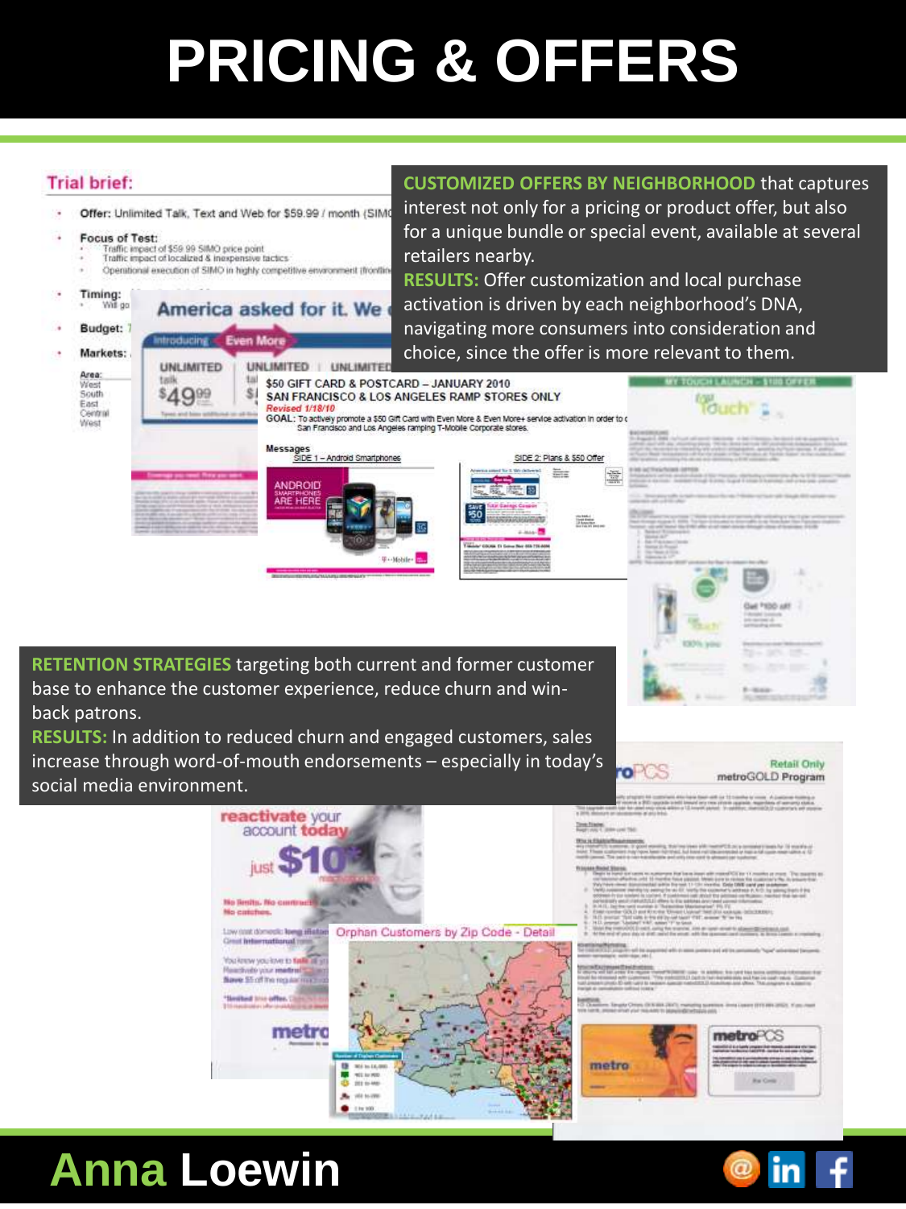# PRICING & OFFERS

**CUSTOMIZED OFFERS BY NEIGHBORHOOD** that captures interest not only for a pricing or product offer, but also for a unique bundle or special event, available at several retailers nearby.

**RESULTS:** Offer customization and local purchase activation is driven by each neighborhood's DNA, navigating more consumers into consideration and choice, since the offer is more relevant to them.

**Trial brief:**

- **Offer:** Unlimited Talk, Text and Web for $59.99 / month (SIMO
- **Focus of Test:**
  - Traffic impact of $59.99 SIMO price point
  - Traffic impact of localized & inexpensive tactics
  - Operational execution of SIMO in highly competitive environment (frontline
- **Timing:**
- **Budget:**
- **Markets:**

America asked for it. We

Introducing Even More

UNLIMITED talk $49.99 | UNLIMITED

$50 GIFT CARD & POSTCARD – JANUARY 2010
SAN FRANCISCO & LOS ANGELES RAMP STORES ONLY
*Revised 1/18/10*
GOAL: To actively promote a $50 Gift Card with Even More & Even More+ service activation in order to … San Francisco and Los Angeles ramping T-Mobile Corporate stores.

Messages
SIDE 1 – Android Smartphones
SIDE 2: Plans & $50 Offer

ANDROID SMARTPHONES ARE HERE

MY TOUCH LAUNCH – $100 OFFER

**RETENTION STRATEGIES** targeting both current and former customer base to enhance the customer experience, reduce churn and win-back patrons.

**RESULTS:** In addition to reduced churn and engaged customers, sales increase through word-of-mouth endorsements – especially in today's social media environment.

reactivate your account today

just $10*

No limits. No contracts. No catches.

Orphan Customers by Zip Code - Detail

metroPCS

Retail Only
metroGOLD Program

## Anna Loewin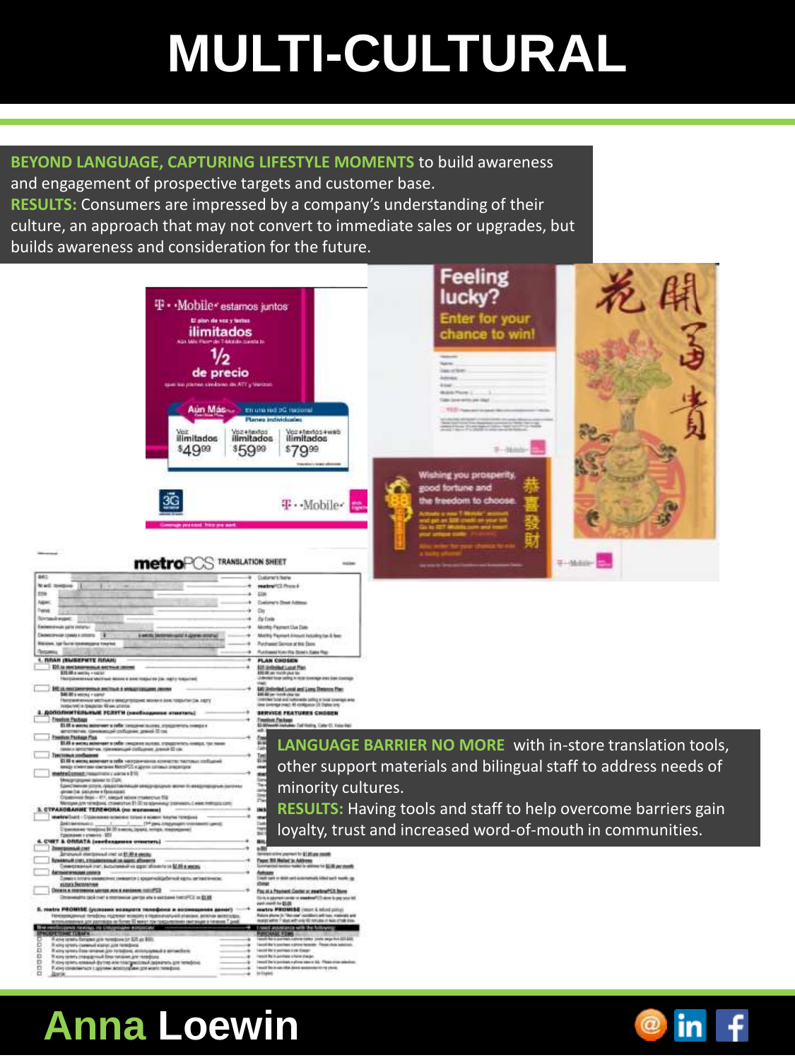# MULTI-CULTURAL

**BEYOND LANGUAGE, CAPTURING LIFESTYLE MOMENTS** to build awareness and engagement of prospective targets and customer base.
**RESULTS:** Consumers are impressed by a company's understanding of their culture, an approach that may not convert to immediate sales or upgrades, but builds awareness and consideration for the future.

**LANGUAGE BARRIER NO MORE** with in-store translation tools, other support materials and bilingual staff to address needs of minority cultures.
**RESULTS:** Having tools and staff to help overcome barriers gain loyalty, trust and increased word-of-mouth in communities.

**Anna Loewin**